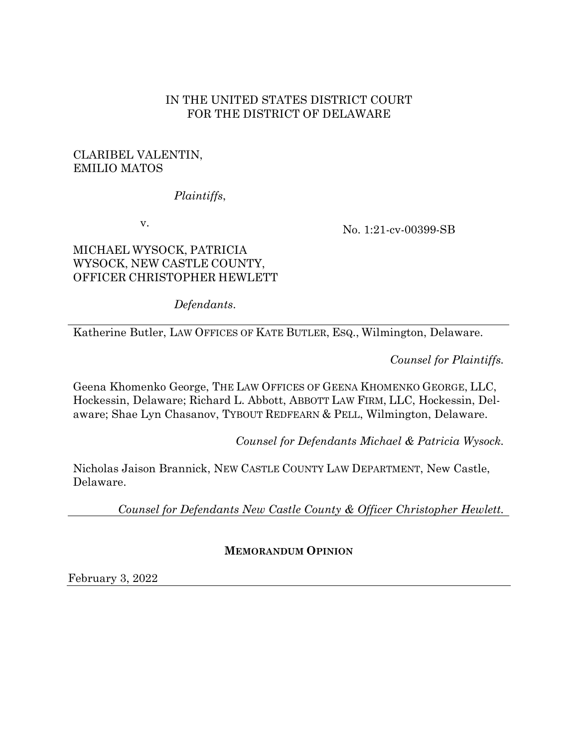IN THE UNITED STATES DISTRICT COURT
FOR THE DISTRICT OF DELAWARE

CLARIBEL VALENTIN,
EMILIO MATOS

*Plaintiffs*,

v.

No. 1:21-cv-00399-SB

MICHAEL WYSOCK, PATRICIA WYSOCK, NEW CASTLE COUNTY, OFFICER CHRISTOPHER HEWLETT

*Defendants*.

---

Katherine Butler, LAW OFFICES OF KATE BUTLER, ESQ., Wilmington, Delaware.

*Counsel for Plaintiffs.*

Geena Khomenko George, THE LAW OFFICES OF GEENA KHOMENKO GEORGE, LLC, Hockessin, Delaware; Richard L. Abbott, ABBOTT LAW FIRM, LLC, Hockessin, Delaware; Shae Lyn Chasanov, TYBOUT REDFEARN & PELL, Wilmington, Delaware.

*Counsel for Defendants Michael & Patricia Wysock.*

Nicholas Jaison Brannick, NEW CASTLE COUNTY LAW DEPARTMENT, New Castle, Delaware.

*Counsel for Defendants New Castle County & Officer Christopher Hewlett.*

---

**MEMORANDUM OPINION**

February 3, 2022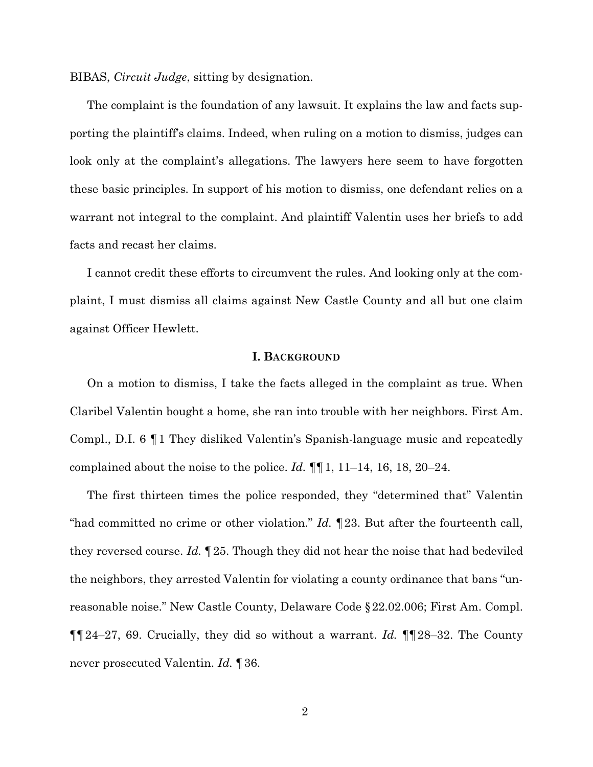BIBAS, *Circuit Judge*, sitting by designation.

The complaint is the foundation of any lawsuit. It explains the law and facts supporting the plaintiff's claims. Indeed, when ruling on a motion to dismiss, judges can look only at the complaint's allegations. The lawyers here seem to have forgotten these basic principles. In support of his motion to dismiss, one defendant relies on a warrant not integral to the complaint. And plaintiff Valentin uses her briefs to add facts and recast her claims.

I cannot credit these efforts to circumvent the rules. And looking only at the complaint, I must dismiss all claims against New Castle County and all but one claim against Officer Hewlett.

## I. Background

On a motion to dismiss, I take the facts alleged in the complaint as true. When Claribel Valentin bought a home, she ran into trouble with her neighbors. First Am. Compl., D.I. 6 ¶ 1 They disliked Valentin's Spanish-language music and repeatedly complained about the noise to the police. *Id.* ¶¶ 1, 11–14, 16, 18, 20–24.

The first thirteen times the police responded, they "determined that" Valentin "had committed no crime or other violation." *Id.* ¶ 23. But after the fourteenth call, they reversed course. *Id.* ¶ 25. Though they did not hear the noise that had bedeviled the neighbors, they arrested Valentin for violating a county ordinance that bans "unreasonable noise." New Castle County, Delaware Code § 22.02.006; First Am. Compl. ¶¶ 24–27, 69. Crucially, they did so without a warrant. *Id.* ¶¶ 28–32. The County never prosecuted Valentin. *Id.* ¶ 36.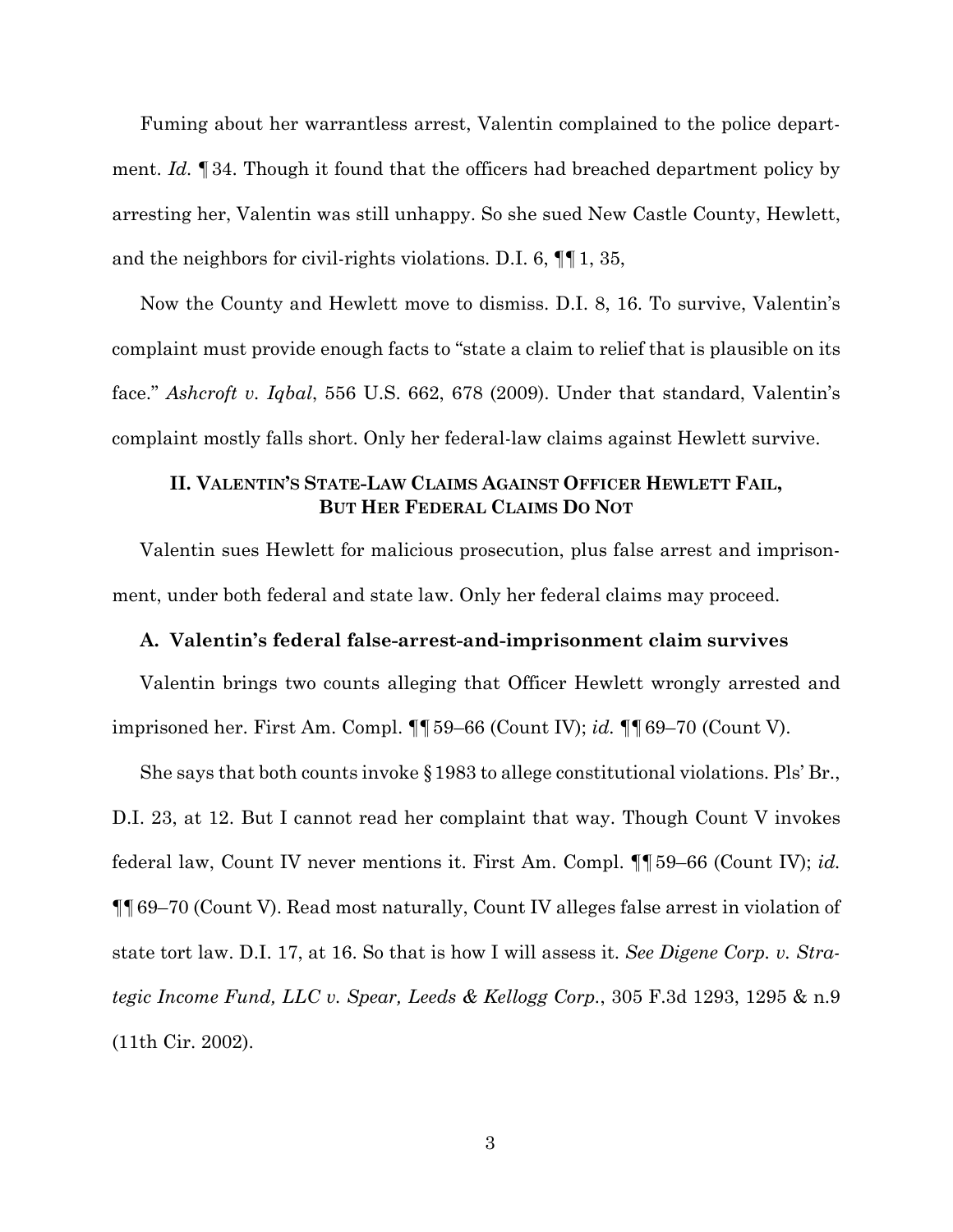Fuming about her warrantless arrest, Valentin complained to the police department. *Id.* ¶ 34. Though it found that the officers had breached department policy by arresting her, Valentin was still unhappy. So she sued New Castle County, Hewlett, and the neighbors for civil-rights violations. D.I. 6, ¶¶ 1, 35,

Now the County and Hewlett move to dismiss. D.I. 8, 16. To survive, Valentin's complaint must provide enough facts to "state a claim to relief that is plausible on its face." *Ashcroft v. Iqbal*, 556 U.S. 662, 678 (2009). Under that standard, Valentin's complaint mostly falls short. Only her federal-law claims against Hewlett survive.

## II. VALENTIN'S STATE-LAW CLAIMS AGAINST OFFICER HEWLETT FAIL, BUT HER FEDERAL CLAIMS DO NOT

Valentin sues Hewlett for malicious prosecution, plus false arrest and imprisonment, under both federal and state law. Only her federal claims may proceed.

### A. Valentin's federal false-arrest-and-imprisonment claim survives

Valentin brings two counts alleging that Officer Hewlett wrongly arrested and imprisoned her. First Am. Compl. ¶¶ 59–66 (Count IV); *id.* ¶¶ 69–70 (Count V).

She says that both counts invoke § 1983 to allege constitutional violations. Pls' Br., D.I. 23, at 12. But I cannot read her complaint that way. Though Count V invokes federal law, Count IV never mentions it. First Am. Compl. ¶¶ 59–66 (Count IV); *id.* ¶¶ 69–70 (Count V). Read most naturally, Count IV alleges false arrest in violation of state tort law. D.I. 17, at 16. So that is how I will assess it. *See Digene Corp. v. Strategic Income Fund, LLC v. Spear, Leeds & Kellogg Corp.*, 305 F.3d 1293, 1295 & n.9 (11th Cir. 2002).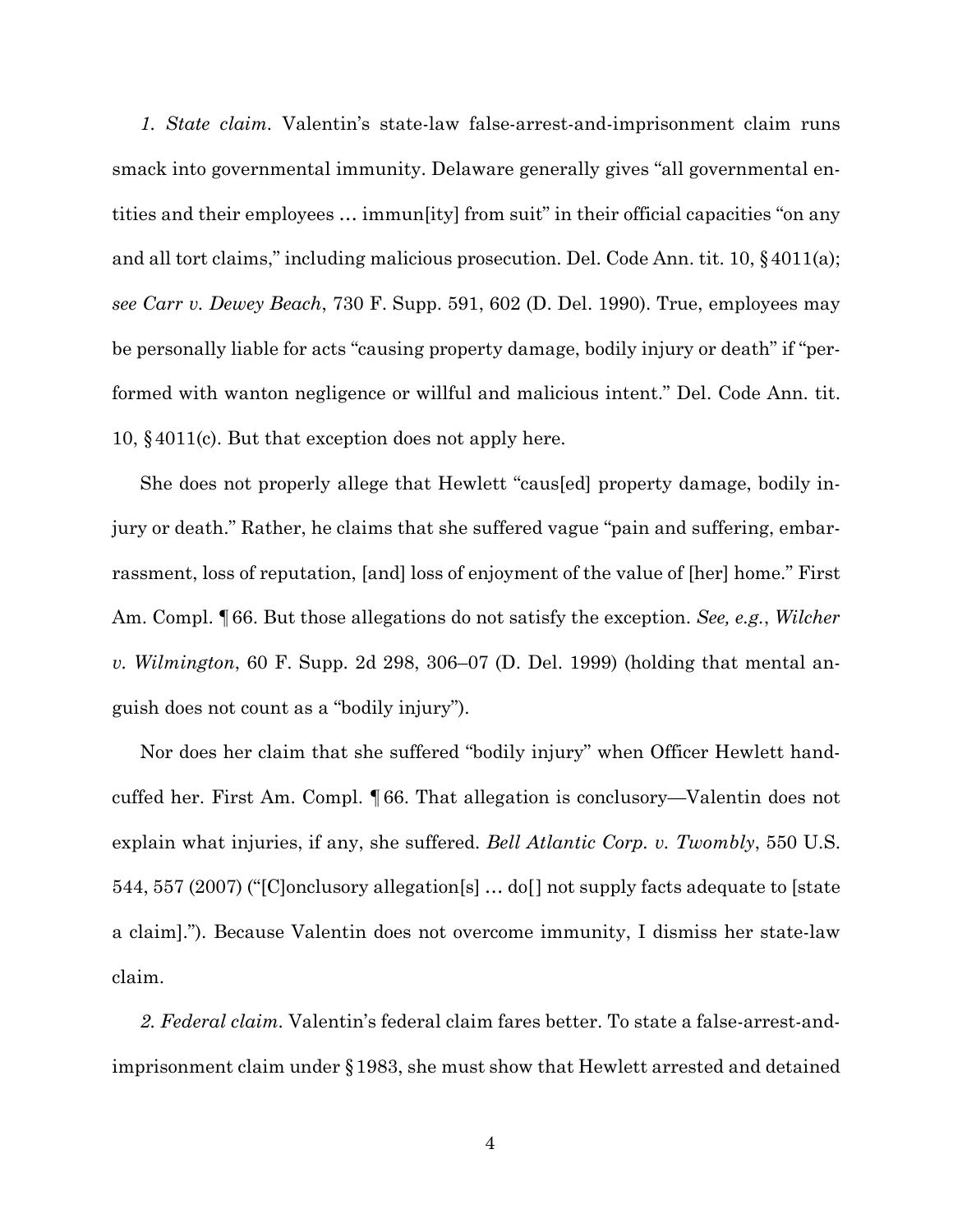*1. State claim.* Valentin's state-law false-arrest-and-imprisonment claim runs smack into governmental immunity. Delaware generally gives "all governmental entities and their employees … immun[ity] from suit" in their official capacities "on any and all tort claims," including malicious prosecution. Del. Code Ann. tit. 10, § 4011(a); *see Carr v. Dewey Beach*, 730 F. Supp. 591, 602 (D. Del. 1990). True, employees may be personally liable for acts "causing property damage, bodily injury or death" if "performed with wanton negligence or willful and malicious intent." Del. Code Ann. tit. 10, § 4011(c). But that exception does not apply here.

She does not properly allege that Hewlett "caus[ed] property damage, bodily injury or death." Rather, he claims that she suffered vague "pain and suffering, embarrassment, loss of reputation, [and] loss of enjoyment of the value of [her] home." First Am. Compl. ¶ 66. But those allegations do not satisfy the exception. *See, e.g.*, *Wilcher v. Wilmington*, 60 F. Supp. 2d 298, 306–07 (D. Del. 1999) (holding that mental anguish does not count as a "bodily injury").

Nor does her claim that she suffered "bodily injury" when Officer Hewlett handcuffed her. First Am. Compl. ¶ 66. That allegation is conclusory—Valentin does not explain what injuries, if any, she suffered. *Bell Atlantic Corp. v. Twombly*, 550 U.S. 544, 557 (2007) ("[C]onclusory allegation[s] … do[] not supply facts adequate to [state a claim]."). Because Valentin does not overcome immunity, I dismiss her state-law claim.

*2. Federal claim.* Valentin's federal claim fares better. To state a false-arrest-and-imprisonment claim under § 1983, she must show that Hewlett arrested and detained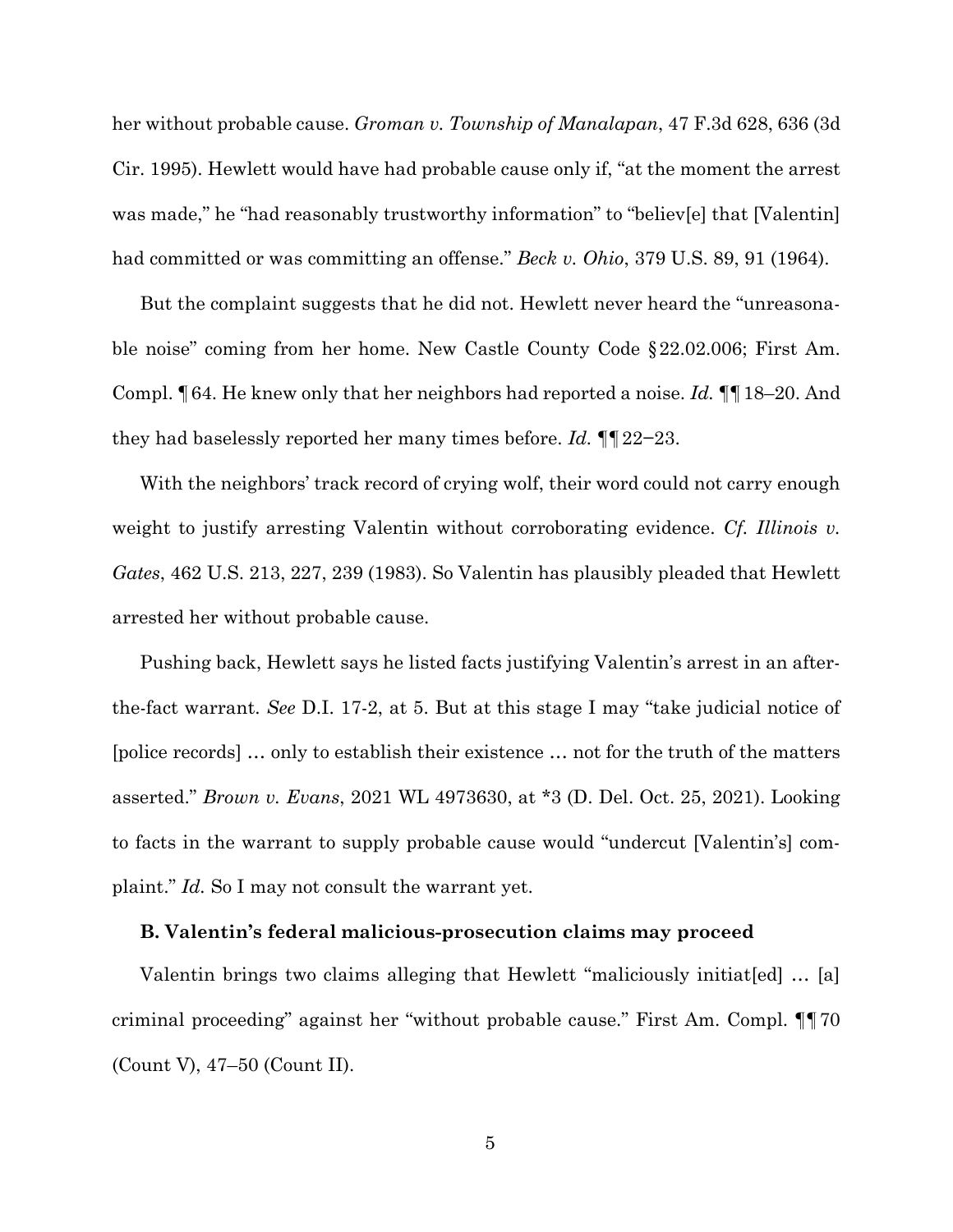her without probable cause. *Groman v. Township of Manalapan*, 47 F.3d 628, 636 (3d Cir. 1995). Hewlett would have had probable cause only if, "at the moment the arrest was made," he "had reasonably trustworthy information" to "believ[e] that [Valentin] had committed or was committing an offense." *Beck v. Ohio*, 379 U.S. 89, 91 (1964).

But the complaint suggests that he did not. Hewlett never heard the "unreasonable noise" coming from her home. New Castle County Code § 22.02.006; First Am. Compl. ¶ 64. He knew only that her neighbors had reported a noise. *Id.* ¶¶ 18–20. And they had baselessly reported her many times before. *Id.* ¶¶ 22−23.

With the neighbors' track record of crying wolf, their word could not carry enough weight to justify arresting Valentin without corroborating evidence. *Cf. Illinois v. Gates*, 462 U.S. 213, 227, 239 (1983). So Valentin has plausibly pleaded that Hewlett arrested her without probable cause.

Pushing back, Hewlett says he listed facts justifying Valentin's arrest in an after-the-fact warrant. *See* D.I. 17-2, at 5. But at this stage I may "take judicial notice of [police records] … only to establish their existence … not for the truth of the matters asserted." *Brown v. Evans*, 2021 WL 4973630, at *3 (D. Del. Oct. 25, 2021). Looking to facts in the warrant to supply probable cause would "undercut [Valentin's] complaint." *Id.* So I may not consult the warrant yet.

**B. Valentin's federal malicious-prosecution claims may proceed**

Valentin brings two claims alleging that Hewlett "maliciously initiat[ed] … [a] criminal proceeding" against her "without probable cause." First Am. Compl. ¶¶ 70 (Count V), 47–50 (Count II).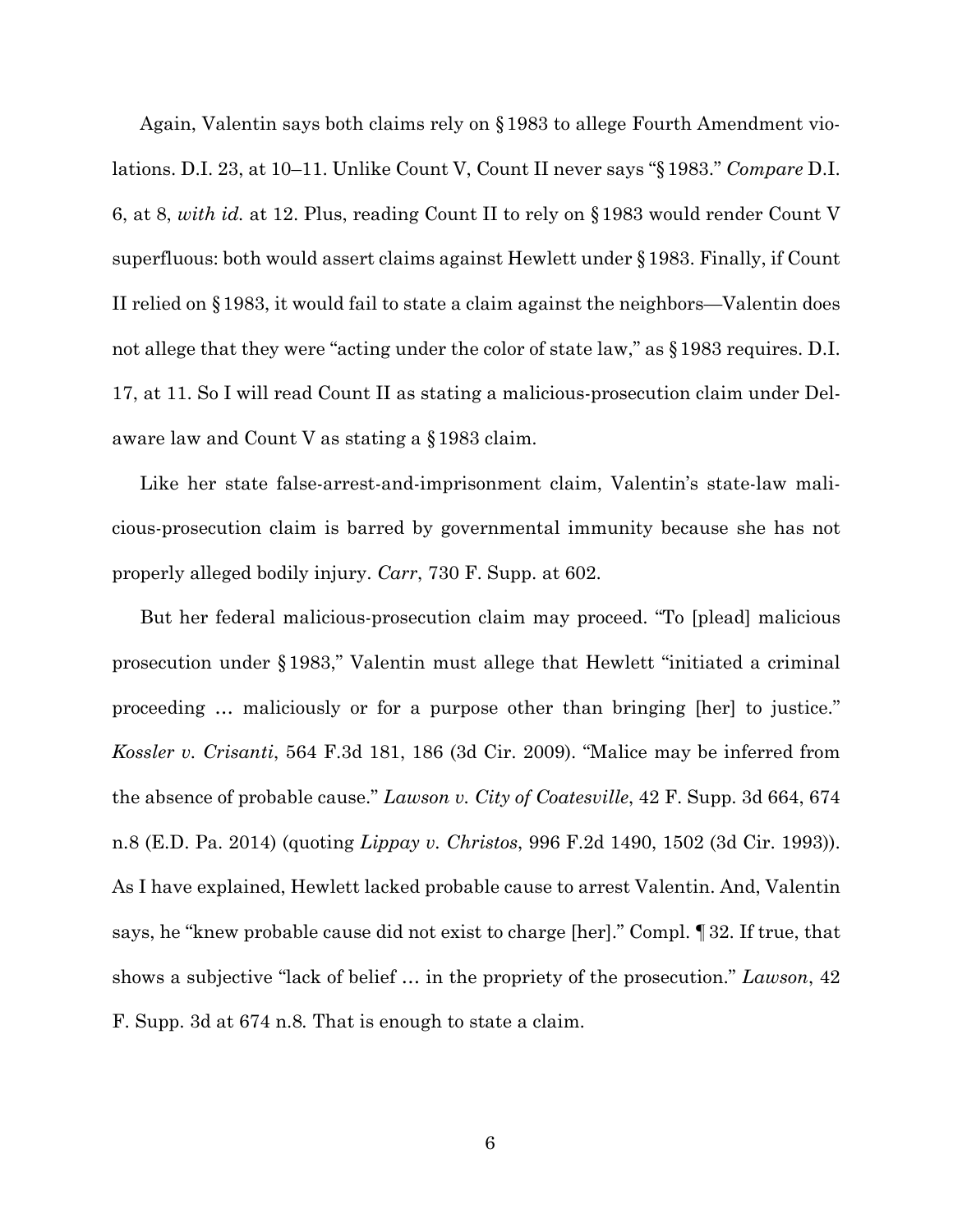Again, Valentin says both claims rely on §1983 to allege Fourth Amendment violations. D.I. 23, at 10–11. Unlike Count V, Count II never says "§1983." *Compare* D.I. 6, at 8, *with id.* at 12. Plus, reading Count II to rely on §1983 would render Count V superfluous: both would assert claims against Hewlett under §1983. Finally, if Count II relied on §1983, it would fail to state a claim against the neighbors—Valentin does not allege that they were "acting under the color of state law," as §1983 requires. D.I. 17, at 11. So I will read Count II as stating a malicious-prosecution claim under Delaware law and Count V as stating a §1983 claim.

Like her state false-arrest-and-imprisonment claim, Valentin's state-law malicious-prosecution claim is barred by governmental immunity because she has not properly alleged bodily injury. *Carr*, 730 F. Supp. at 602.

But her federal malicious-prosecution claim may proceed. "To [plead] malicious prosecution under §1983," Valentin must allege that Hewlett "initiated a criminal proceeding … maliciously or for a purpose other than bringing [her] to justice." *Kossler v. Crisanti*, 564 F.3d 181, 186 (3d Cir. 2009). "Malice may be inferred from the absence of probable cause." *Lawson v. City of Coatesville*, 42 F. Supp. 3d 664, 674 n.8 (E.D. Pa. 2014) (quoting *Lippay v. Christos*, 996 F.2d 1490, 1502 (3d Cir. 1993)). As I have explained, Hewlett lacked probable cause to arrest Valentin. And, Valentin says, he "knew probable cause did not exist to charge [her]." Compl. ¶32. If true, that shows a subjective "lack of belief … in the propriety of the prosecution." *Lawson*, 42 F. Supp. 3d at 674 n.8. That is enough to state a claim.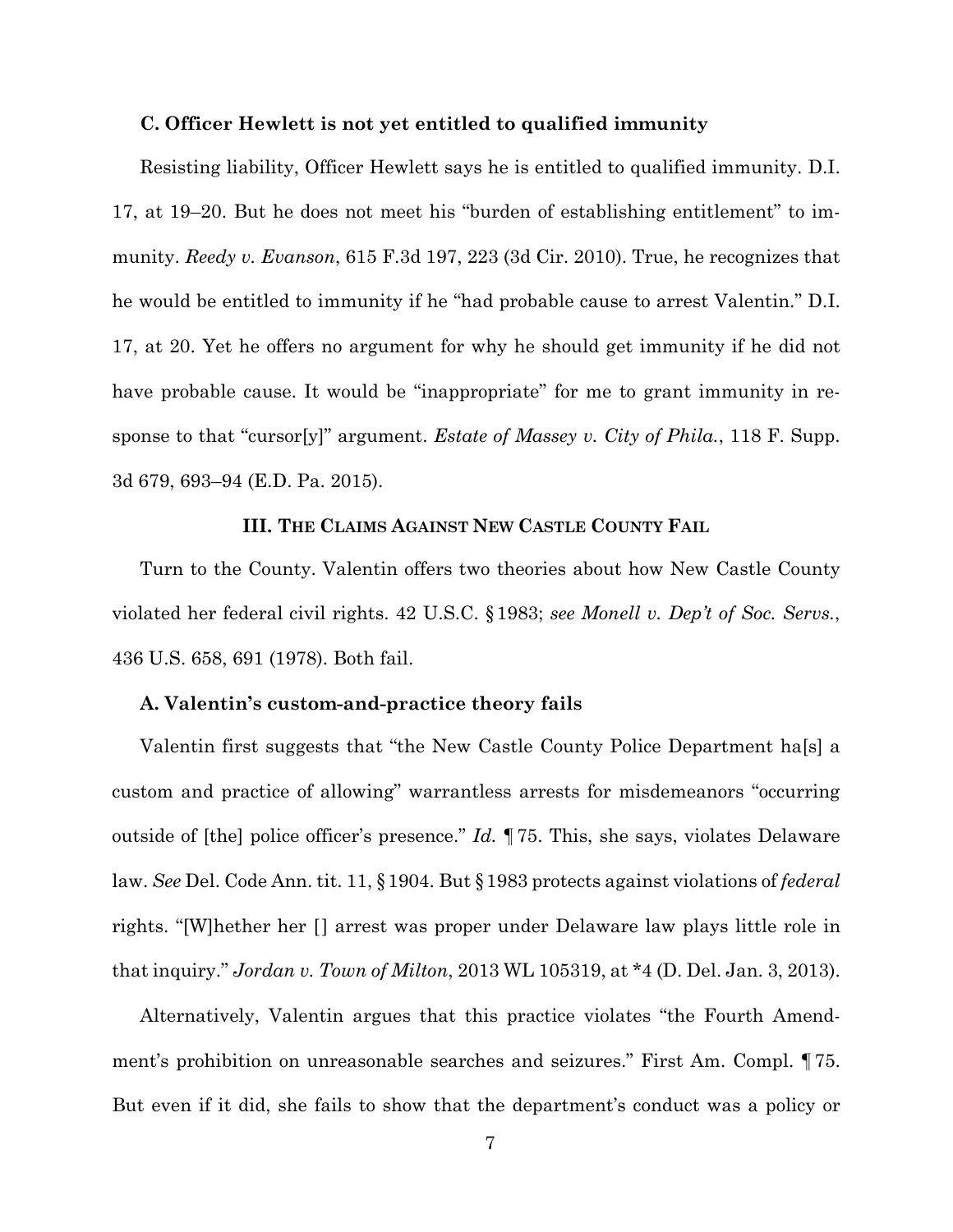### C. Officer Hewlett is not yet entitled to qualified immunity

Resisting liability, Officer Hewlett says he is entitled to qualified immunity. D.I. 17, at 19–20. But he does not meet his "burden of establishing entitlement" to immunity. *Reedy v. Evanson*, 615 F.3d 197, 223 (3d Cir. 2010). True, he recognizes that he would be entitled to immunity if he "had probable cause to arrest Valentin." D.I. 17, at 20. Yet he offers no argument for why he should get immunity if he did not have probable cause. It would be "inappropriate" for me to grant immunity in response to that "cursor[y]" argument. *Estate of Massey v. City of Phila.*, 118 F. Supp. 3d 679, 693–94 (E.D. Pa. 2015).

## III. The Claims Against New Castle County Fail

Turn to the County. Valentin offers two theories about how New Castle County violated her federal civil rights. 42 U.S.C. § 1983; *see Monell v. Dep't of Soc. Servs.*, 436 U.S. 658, 691 (1978). Both fail.

### A. Valentin's custom-and-practice theory fails

Valentin first suggests that "the New Castle County Police Department ha[s] a custom and practice of allowing" warrantless arrests for misdemeanors "occurring outside of [the] police officer's presence." *Id.* ¶ 75. This, she says, violates Delaware law. *See* Del. Code Ann. tit. 11, § 1904. But § 1983 protects against violations of *federal* rights. "[W]hether her [] arrest was proper under Delaware law plays little role in that inquiry." *Jordan v. Town of Milton*, 2013 WL 105319, at *4 (D. Del. Jan. 3, 2013).

Alternatively, Valentin argues that this practice violates "the Fourth Amendment's prohibition on unreasonable searches and seizures." First Am. Compl. ¶ 75. But even if it did, she fails to show that the department's conduct was a policy or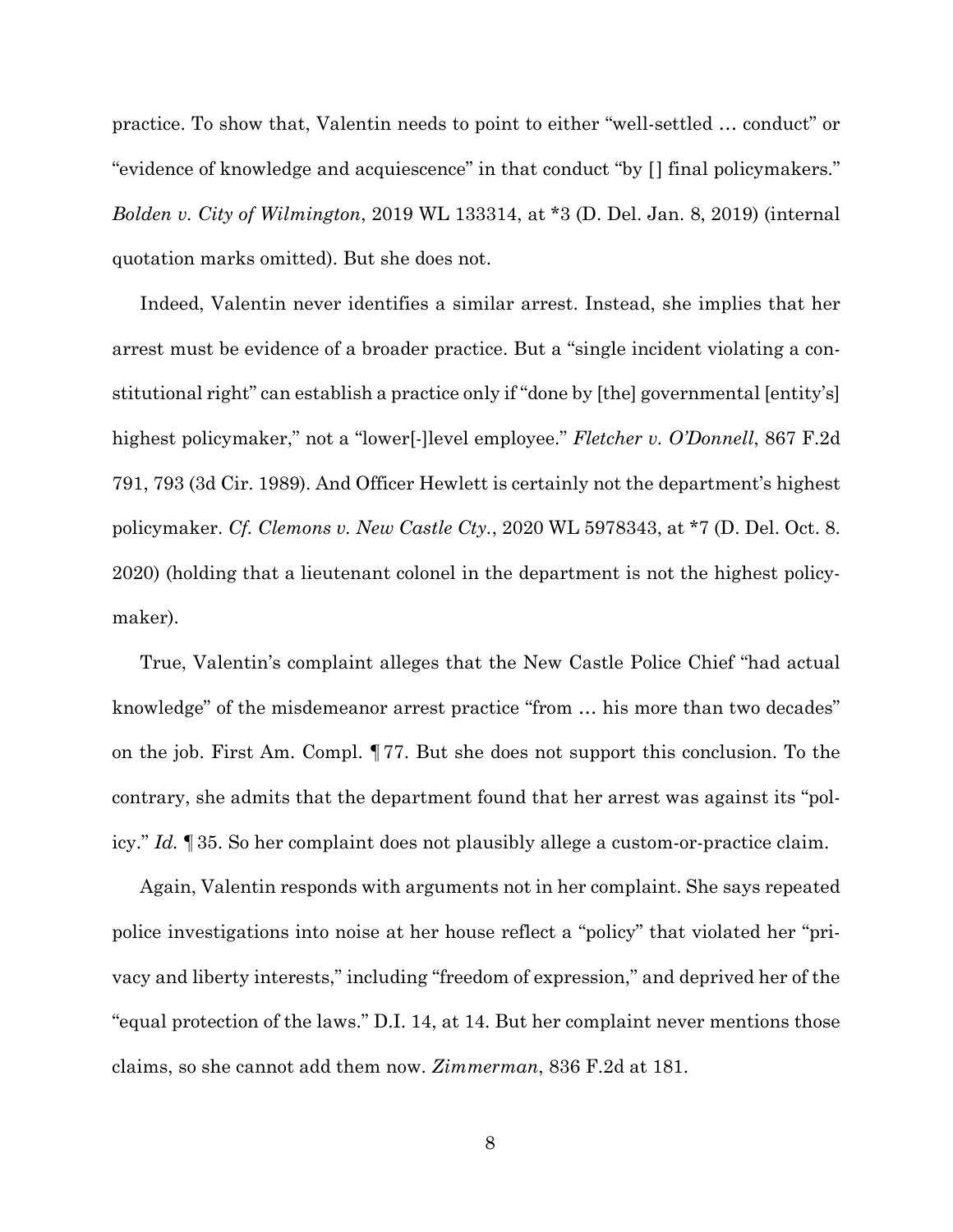practice. To show that, Valentin needs to point to either "well-settled … conduct" or "evidence of knowledge and acquiescence" in that conduct "by [] final policymakers." *Bolden v. City of Wilmington*, 2019 WL 133314, at *3 (D. Del. Jan. 8, 2019) (internal quotation marks omitted). But she does not.

Indeed, Valentin never identifies a similar arrest. Instead, she implies that her arrest must be evidence of a broader practice. But a "single incident violating a constitutional right" can establish a practice only if "done by [the] governmental [entity's] highest policymaker," not a "lower[-]level employee." *Fletcher v. O'Donnell*, 867 F.2d 791, 793 (3d Cir. 1989). And Officer Hewlett is certainly not the department's highest policymaker. *Cf. Clemons v. New Castle Cty.*, 2020 WL 5978343, at *7 (D. Del. Oct. 8. 2020) (holding that a lieutenant colonel in the department is not the highest policymaker).

True, Valentin's complaint alleges that the New Castle Police Chief "had actual knowledge" of the misdemeanor arrest practice "from … his more than two decades" on the job. First Am. Compl. ¶ 77. But she does not support this conclusion. To the contrary, she admits that the department found that her arrest was against its "policy." *Id.* ¶ 35. So her complaint does not plausibly allege a custom-or-practice claim.

Again, Valentin responds with arguments not in her complaint. She says repeated police investigations into noise at her house reflect a "policy" that violated her "privacy and liberty interests," including "freedom of expression," and deprived her of the "equal protection of the laws." D.I. 14, at 14. But her complaint never mentions those claims, so she cannot add them now. *Zimmerman*, 836 F.2d at 181.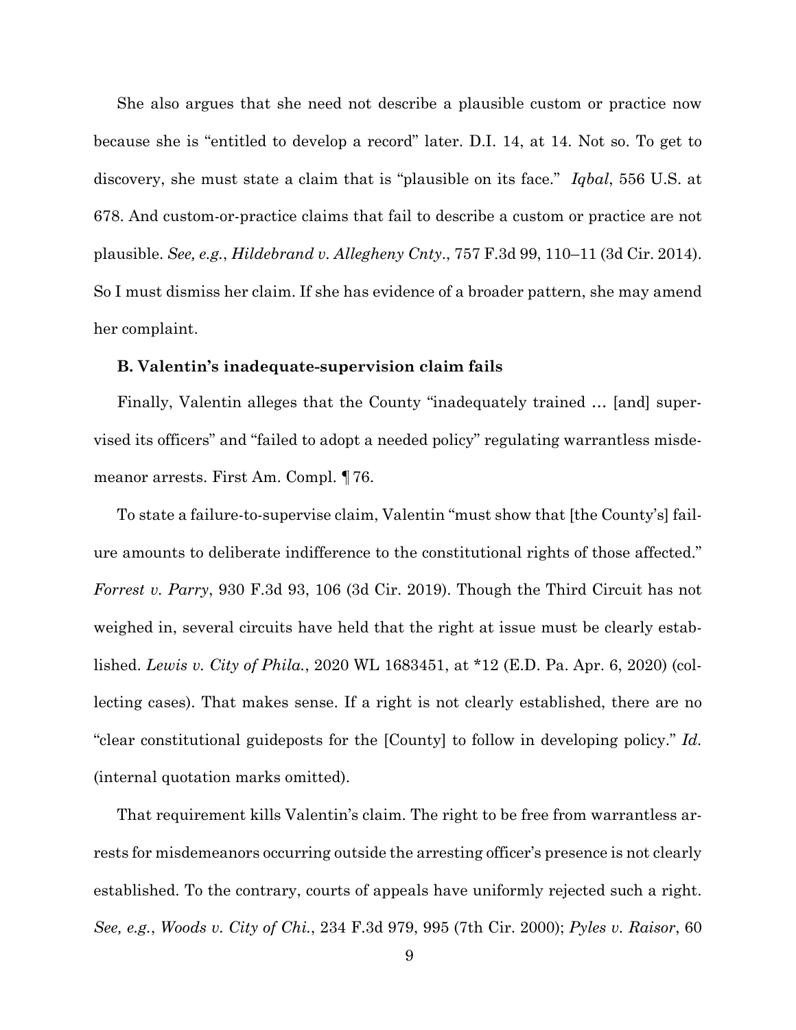She also argues that she need not describe a plausible custom or practice now because she is "entitled to develop a record" later. D.I. 14, at 14. Not so. To get to discovery, she must state a claim that is "plausible on its face." *Iqbal*, 556 U.S. at 678. And custom-or-practice claims that fail to describe a custom or practice are not plausible. *See, e.g.*, *Hildebrand v. Allegheny Cnty*., 757 F.3d 99, 110–11 (3d Cir. 2014). So I must dismiss her claim. If she has evidence of a broader pattern, she may amend her complaint.

**B. Valentin's inadequate-supervision claim fails**

Finally, Valentin alleges that the County "inadequately trained … [and] supervised its officers" and "failed to adopt a needed policy" regulating warrantless misdemeanor arrests. First Am. Compl. ¶ 76.

To state a failure-to-supervise claim, Valentin "must show that [the County's] failure amounts to deliberate indifference to the constitutional rights of those affected." *Forrest v. Parry*, 930 F.3d 93, 106 (3d Cir. 2019). Though the Third Circuit has not weighed in, several circuits have held that the right at issue must be clearly established. *Lewis v. City of Phila.*, 2020 WL 1683451, at *12 (E.D. Pa. Apr. 6, 2020) (collecting cases). That makes sense. If a right is not clearly established, there are no "clear constitutional guideposts for the [County] to follow in developing policy." *Id.* (internal quotation marks omitted).

That requirement kills Valentin's claim. The right to be free from warrantless arrests for misdemeanors occurring outside the arresting officer's presence is not clearly established. To the contrary, courts of appeals have uniformly rejected such a right. *See, e.g.*, *Woods v. City of Chi.*, 234 F.3d 979, 995 (7th Cir. 2000); *Pyles v. Raisor*, 60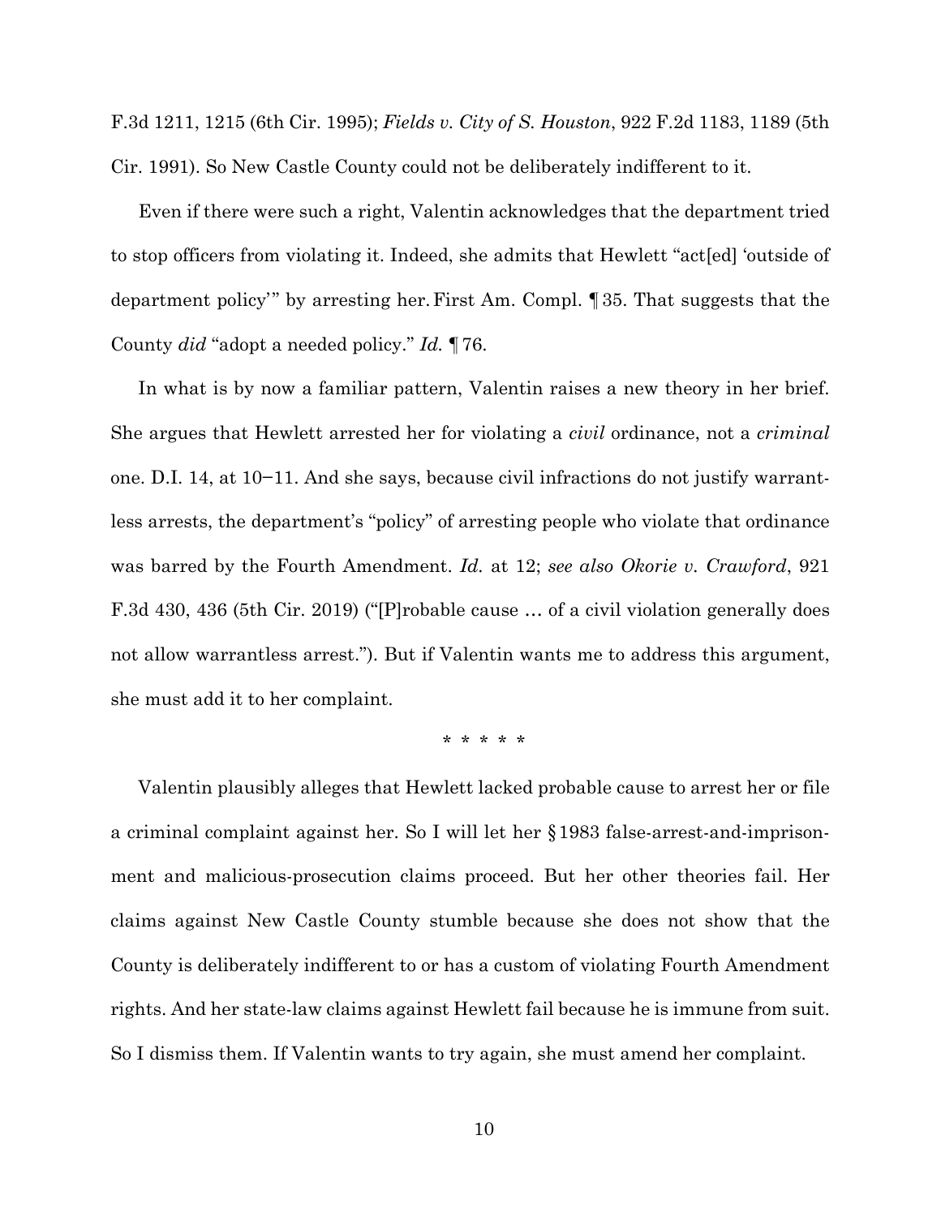F.3d 1211, 1215 (6th Cir. 1995); *Fields v. City of S. Houston*, 922 F.2d 1183, 1189 (5th Cir. 1991). So New Castle County could not be deliberately indifferent to it.

Even if there were such a right, Valentin acknowledges that the department tried to stop officers from violating it. Indeed, she admits that Hewlett "act[ed] 'outside of department policy'" by arresting her. First Am. Compl. ¶ 35. That suggests that the County *did* "adopt a needed policy." *Id.* ¶ 76.

In what is by now a familiar pattern, Valentin raises a new theory in her brief. She argues that Hewlett arrested her for violating a *civil* ordinance, not a *criminal* one. D.I. 14, at 10–11. And she says, because civil infractions do not justify warrantless arrests, the department's "policy" of arresting people who violate that ordinance was barred by the Fourth Amendment. *Id.* at 12; *see also Okorie v. Crawford*, 921 F.3d 430, 436 (5th Cir. 2019) ("[P]robable cause … of a civil violation generally does not allow warrantless arrest."). But if Valentin wants me to address this argument, she must add it to her complaint.

\* \* \* \* \*

Valentin plausibly alleges that Hewlett lacked probable cause to arrest her or file a criminal complaint against her. So I will let her § 1983 false-arrest-and-imprisonment and malicious-prosecution claims proceed. But her other theories fail. Her claims against New Castle County stumble because she does not show that the County is deliberately indifferent to or has a custom of violating Fourth Amendment rights. And her state-law claims against Hewlett fail because he is immune from suit. So I dismiss them. If Valentin wants to try again, she must amend her complaint.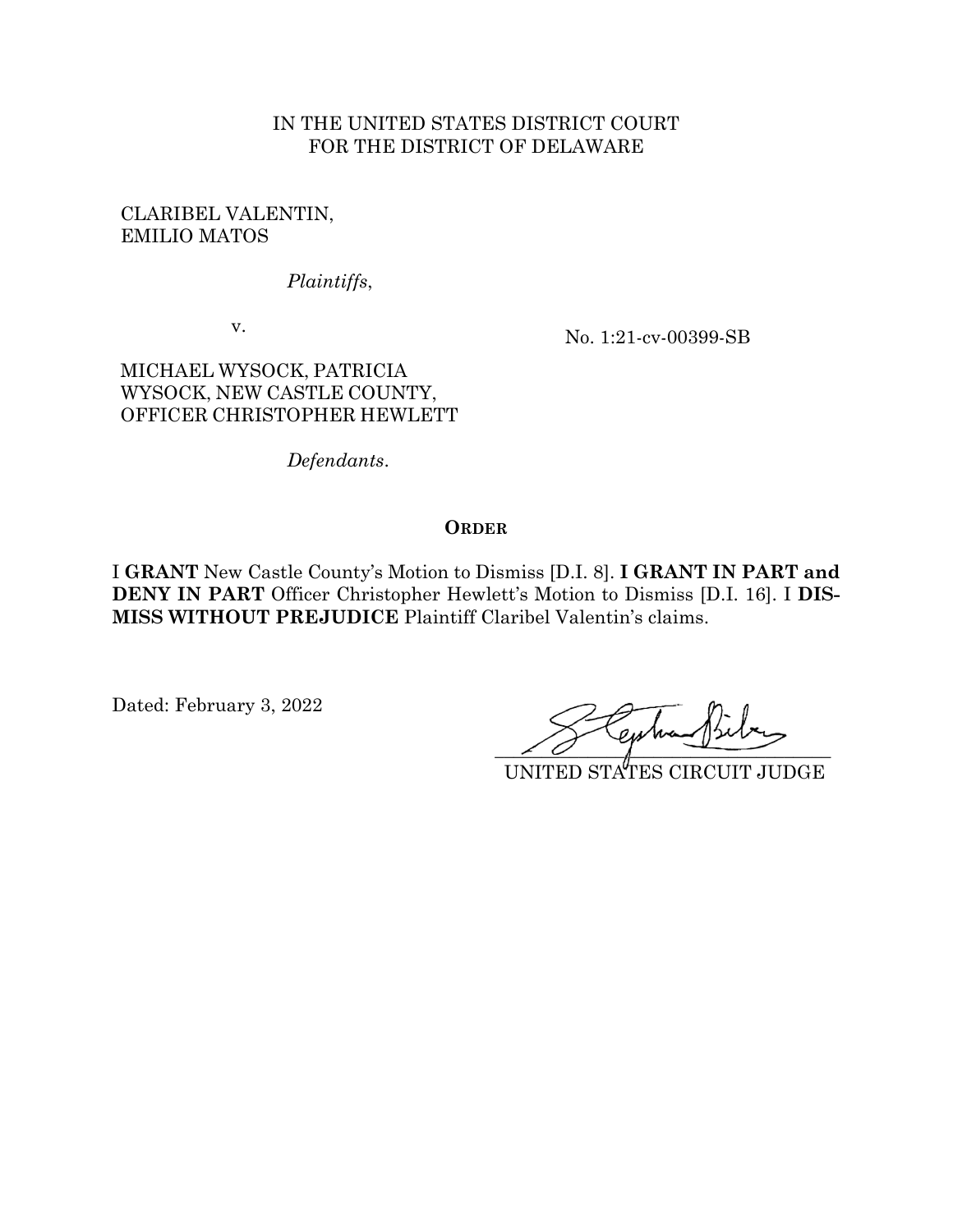IN THE UNITED STATES DISTRICT COURT
FOR THE DISTRICT OF DELAWARE

CLARIBEL VALENTIN,
EMILIO MATOS

*Plaintiffs*,

v.

No. 1:21-cv-00399-SB

MICHAEL WYSOCK, PATRICIA WYSOCK, NEW CASTLE COUNTY, OFFICER CHRISTOPHER HEWLETT

*Defendants*.

## ORDER

I **GRANT** New Castle County's Motion to Dismiss [D.I. 8]. **I GRANT IN PART and DENY IN PART** Officer Christopher Hewlett's Motion to Dismiss [D.I. 16]. I **DISMISS WITHOUT PREJUDICE** Plaintiff Claribel Valentin's claims.

Dated: February 3, 2022

UNITED STATES CIRCUIT JUDGE